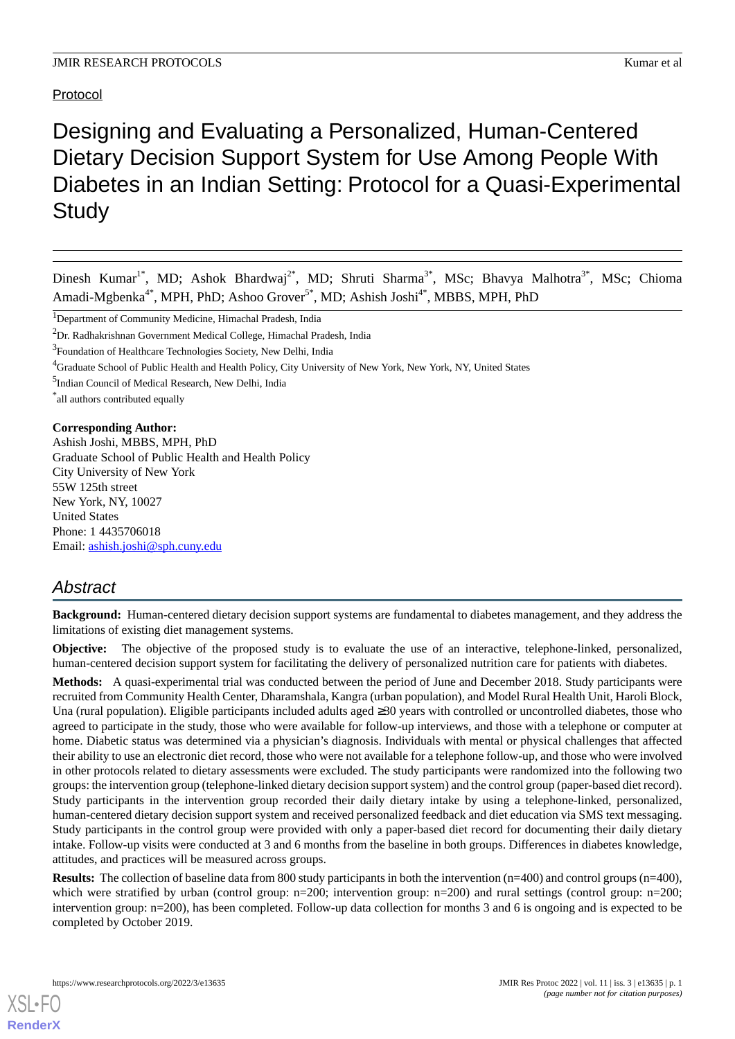Protocol

# Designing and Evaluating a Personalized, Human-Centered Dietary Decision Support System for Use Among People With Diabetes in an Indian Setting: Protocol for a Quasi-Experimental Study

Dinesh Kumar[1*], MD; Ashok Bhardwaj[2*], MD; Shruti Sharma[3*], MSc; Bhavya Malhotra[3*], MSc; Chioma Amadi-Mgbenka[4*], MPH, PhD; Ashoo Grover[5*], MD; Ashish Joshi[4*], MBBS, MPH, PhD

[1]Department of Community Medicine, Himachal Pradesh, India

[2]Dr. Radhakrishnan Government Medical College, Himachal Pradesh, India

[3]Foundation of Healthcare Technologies Society, New Delhi, India

[4]Graduate School of Public Health and Health Policy, City University of New York, New York, NY, United States

[5]Indian Council of Medical Research, New Delhi, India

[*]all authors contributed equally

**Corresponding Author:**
Ashish Joshi, MBBS, MPH, PhD
Graduate School of Public Health and Health Policy
City University of New York
55W 125th street
New York, NY, 10027
United States
Phone: 1 4435706018
Email: ashish.joshi@sph.cuny.edu

## *Abstract*

**Background:** Human-centered dietary decision support systems are fundamental to diabetes management, and they address the limitations of existing diet management systems.

**Objective:** The objective of the proposed study is to evaluate the use of an interactive, telephone-linked, personalized, human-centered decision support system for facilitating the delivery of personalized nutrition care for patients with diabetes.

**Methods:** A quasi-experimental trial was conducted between the period of June and December 2018. Study participants were recruited from Community Health Center, Dharamshala, Kangra (urban population), and Model Rural Health Unit, Haroli Block, Una (rural population). Eligible participants included adults aged ≥30 years with controlled or uncontrolled diabetes, those who agreed to participate in the study, those who were available for follow-up interviews, and those with a telephone or computer at home. Diabetic status was determined via a physician's diagnosis. Individuals with mental or physical challenges that affected their ability to use an electronic diet record, those who were not available for a telephone follow-up, and those who were involved in other protocols related to dietary assessments were excluded. The study participants were randomized into the following two groups: the intervention group (telephone-linked dietary decision support system) and the control group (paper-based diet record). Study participants in the intervention group recorded their daily dietary intake by using a telephone-linked, personalized, human-centered dietary decision support system and received personalized feedback and diet education via SMS text messaging. Study participants in the control group were provided with only a paper-based diet record for documenting their daily dietary intake. Follow-up visits were conducted at 3 and 6 months from the baseline in both groups. Differences in diabetes knowledge, attitudes, and practices will be measured across groups.

**Results:** The collection of baseline data from 800 study participants in both the intervention (n=400) and control groups (n=400), which were stratified by urban (control group: n=200; intervention group: n=200) and rural settings (control group: n=200; intervention group: n=200), has been completed. Follow-up data collection for months 3 and 6 is ongoing and is expected to be completed by October 2019.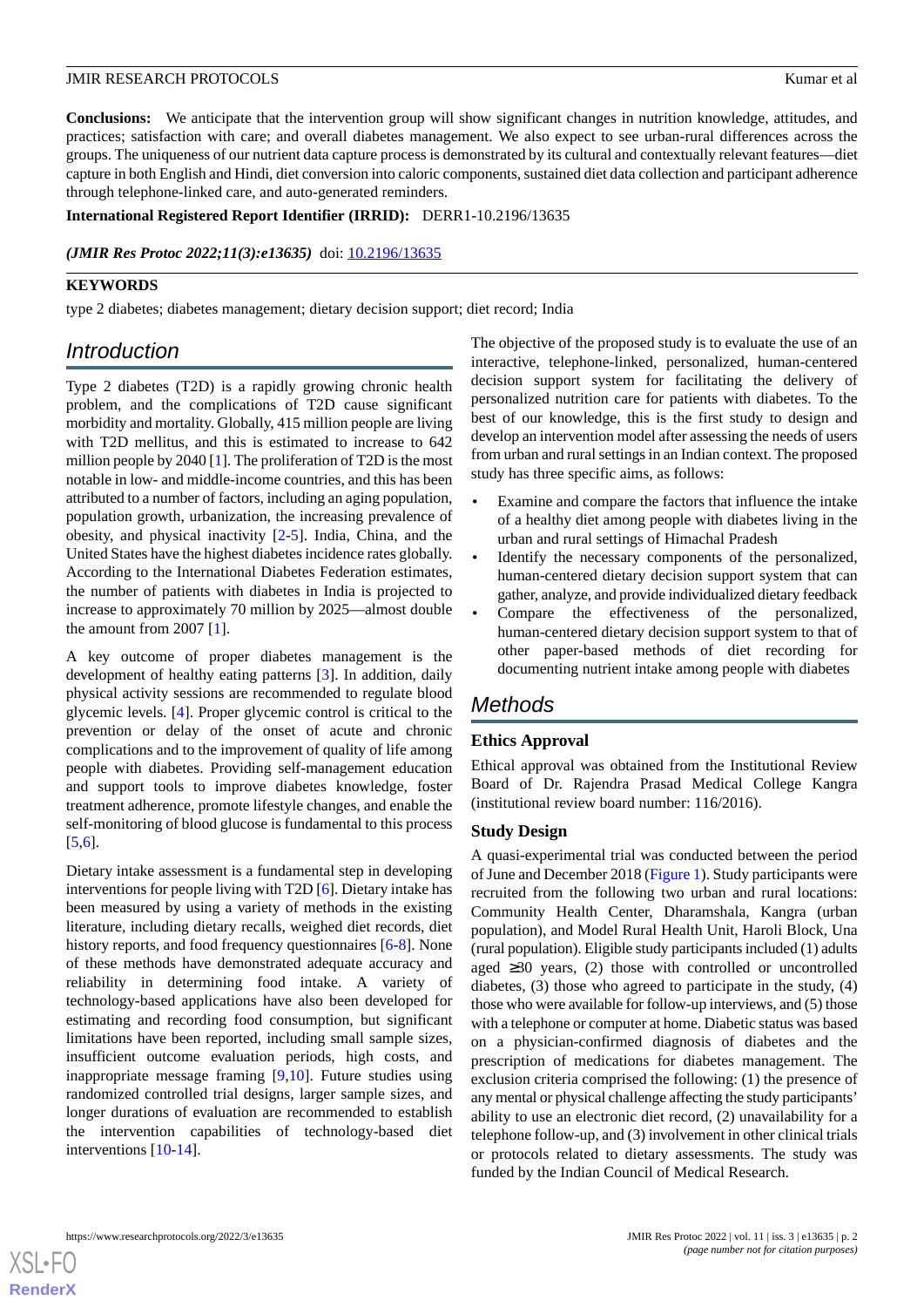**Conclusions:** We anticipate that the intervention group will show significant changes in nutrition knowledge, attitudes, and practices; satisfaction with care; and overall diabetes management. We also expect to see urban-rural differences across the groups. The uniqueness of our nutrient data capture process is demonstrated by its cultural and contextually relevant features—diet capture in both English and Hindi, diet conversion into caloric components, sustained diet data collection and participant adherence through telephone-linked care, and auto-generated reminders.

**International Registered Report Identifier (IRRID):** DERR1-10.2196/13635

***(JMIR Res Protoc 2022;11(3):e13635)*** doi: 10.2196/13635

**KEYWORDS**

type 2 diabetes; diabetes management; dietary decision support; diet record; India

## Introduction

Type 2 diabetes (T2D) is a rapidly growing chronic health problem, and the complications of T2D cause significant morbidity and mortality. Globally, 415 million people are living with T2D mellitus, and this is estimated to increase to 642 million people by 2040 [1]. The proliferation of T2D is the most notable in low- and middle-income countries, and this has been attributed to a number of factors, including an aging population, population growth, urbanization, the increasing prevalence of obesity, and physical inactivity [2-5]. India, China, and the United States have the highest diabetes incidence rates globally. According to the International Diabetes Federation estimates, the number of patients with diabetes in India is projected to increase to approximately 70 million by 2025—almost double the amount from 2007 [1].

A key outcome of proper diabetes management is the development of healthy eating patterns [3]. In addition, daily physical activity sessions are recommended to regulate blood glycemic levels. [4]. Proper glycemic control is critical to the prevention or delay of the onset of acute and chronic complications and to the improvement of quality of life among people with diabetes. Providing self-management education and support tools to improve diabetes knowledge, foster treatment adherence, promote lifestyle changes, and enable the self-monitoring of blood glucose is fundamental to this process [5,6].

Dietary intake assessment is a fundamental step in developing interventions for people living with T2D [6]. Dietary intake has been measured by using a variety of methods in the existing literature, including dietary recalls, weighed diet records, diet history reports, and food frequency questionnaires [6-8]. None of these methods have demonstrated adequate accuracy and reliability in determining food intake. A variety of technology-based applications have also been developed for estimating and recording food consumption, but significant limitations have been reported, including small sample sizes, insufficient outcome evaluation periods, high costs, and inappropriate message framing [9,10]. Future studies using randomized controlled trial designs, larger sample sizes, and longer durations of evaluation are recommended to establish the intervention capabilities of technology-based diet interventions [10-14].

The objective of the proposed study is to evaluate the use of an interactive, telephone-linked, personalized, human-centered decision support system for facilitating the delivery of personalized nutrition care for patients with diabetes. To the best of our knowledge, this is the first study to design and develop an intervention model after assessing the needs of users from urban and rural settings in an Indian context. The proposed study has three specific aims, as follows:

- Examine and compare the factors that influence the intake of a healthy diet among people with diabetes living in the urban and rural settings of Himachal Pradesh
- Identify the necessary components of the personalized, human-centered dietary decision support system that can gather, analyze, and provide individualized dietary feedback
- Compare the effectiveness of the personalized, human-centered dietary decision support system to that of other paper-based methods of diet recording for documenting nutrient intake among people with diabetes

## Methods

### Ethics Approval

Ethical approval was obtained from the Institutional Review Board of Dr. Rajendra Prasad Medical College Kangra (institutional review board number: 116/2016).

### Study Design

A quasi-experimental trial was conducted between the period of June and December 2018 (Figure 1). Study participants were recruited from the following two urban and rural locations: Community Health Center, Dharamshala, Kangra (urban population), and Model Rural Health Unit, Haroli Block, Una (rural population). Eligible study participants included (1) adults aged ≥30 years, (2) those with controlled or uncontrolled diabetes, (3) those who agreed to participate in the study, (4) those who were available for follow-up interviews, and (5) those with a telephone or computer at home. Diabetic status was based on a physician-confirmed diagnosis of diabetes and the prescription of medications for diabetes management. The exclusion criteria comprised the following: (1) the presence of any mental or physical challenge affecting the study participants' ability to use an electronic diet record, (2) unavailability for a telephone follow-up, and (3) involvement in other clinical trials or protocols related to dietary assessments. The study was funded by the Indian Council of Medical Research.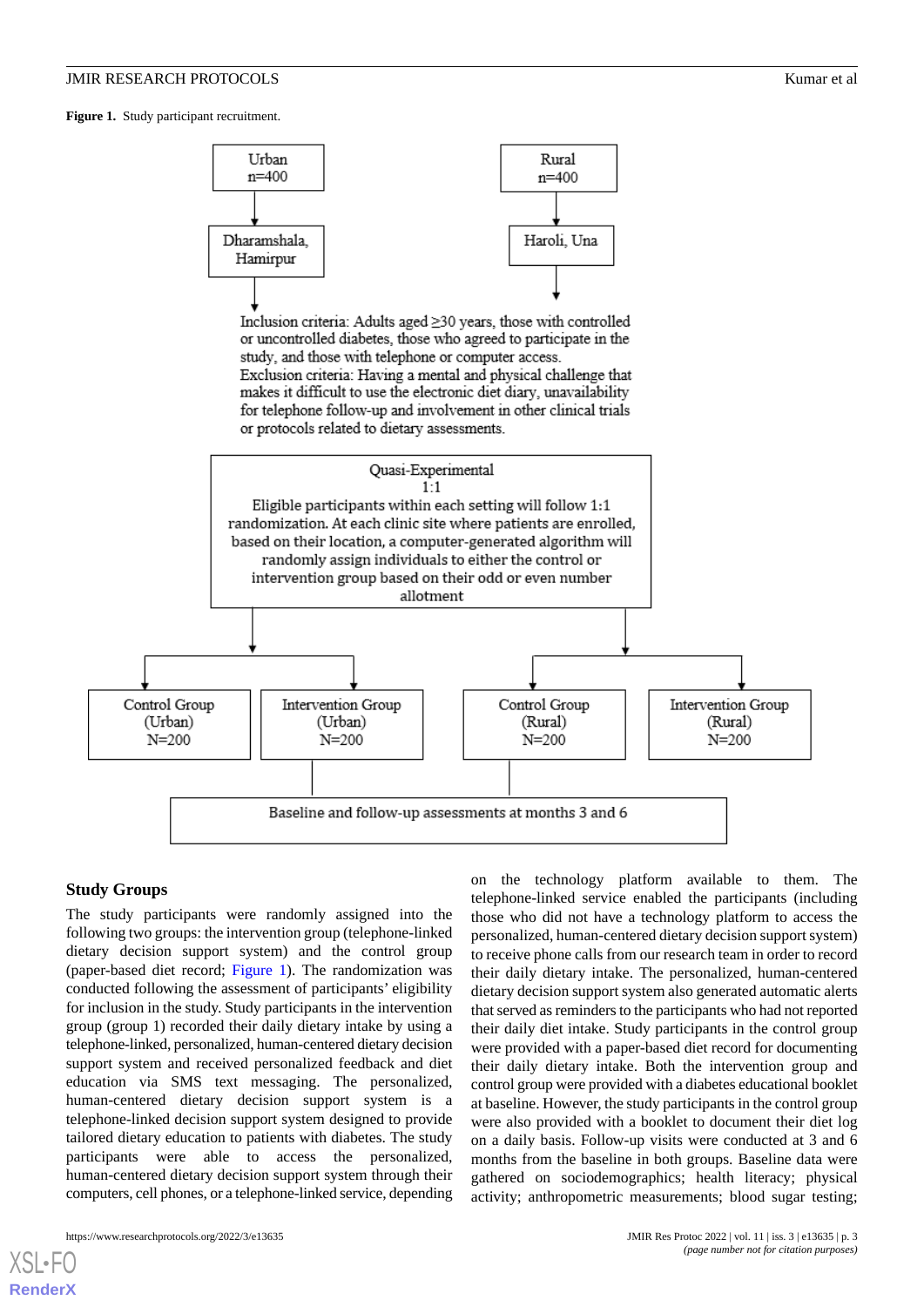**Figure 1.** Study participant recruitment.

Urban n=400 → Dharamshala, Hamirpur

Rural n=400 → Haroli, Una

Inclusion criteria: Adults aged ≥30 years, those with controlled or uncontrolled diabetes, those who agreed to participate in the study, and those with telephone or computer access.
Exclusion criteria: Having a mental and physical challenge that makes it difficult to use the electronic diet diary, unavailability for telephone follow-up and involvement in other clinical trials or protocols related to dietary assessments.

Quasi-Experimental
1:1
Eligible participants within each setting will follow 1:1 randomization. At each clinic site where patients are enrolled, based on their location, a computer-generated algorithm will randomly assign individuals to either the control or intervention group based on their odd or even number allotment

Control Group (Urban) N=200 | Intervention Group (Urban) N=200 | Control Group (Rural) N=200 | Intervention Group (Rural) N=200

Baseline and follow-up assessments at months 3 and 6

## Study Groups

The study participants were randomly assigned into the following two groups: the intervention group (telephone-linked dietary decision support system) and the control group (paper-based diet record; Figure 1). The randomization was conducted following the assessment of participants' eligibility for inclusion in the study. Study participants in the intervention group (group 1) recorded their daily dietary intake by using a telephone-linked, personalized, human-centered dietary decision support system and received personalized feedback and diet education via SMS text messaging. The personalized, human-centered dietary decision support system is a telephone-linked decision support system designed to provide tailored dietary education to patients with diabetes. The study participants were able to access the personalized, human-centered dietary decision support system through their computers, cell phones, or a telephone-linked service, depending on the technology platform available to them. The telephone-linked service enabled the participants (including those who did not have a technology platform to access the personalized, human-centered dietary decision support system) to receive phone calls from our research team in order to record their daily dietary intake. The personalized, human-centered dietary decision support system also generated automatic alerts that served as reminders to the participants who had not reported their daily diet intake. Study participants in the control group were provided with a paper-based diet record for documenting their daily dietary intake. Both the intervention group and control group were provided with a diabetes educational booklet at baseline. However, the study participants in the control group were also provided with a booklet to document their diet log on a daily basis. Follow-up visits were conducted at 3 and 6 months from the baseline in both groups. Baseline data were gathered on sociodemographics; health literacy; physical activity; anthropometric measurements; blood sugar testing;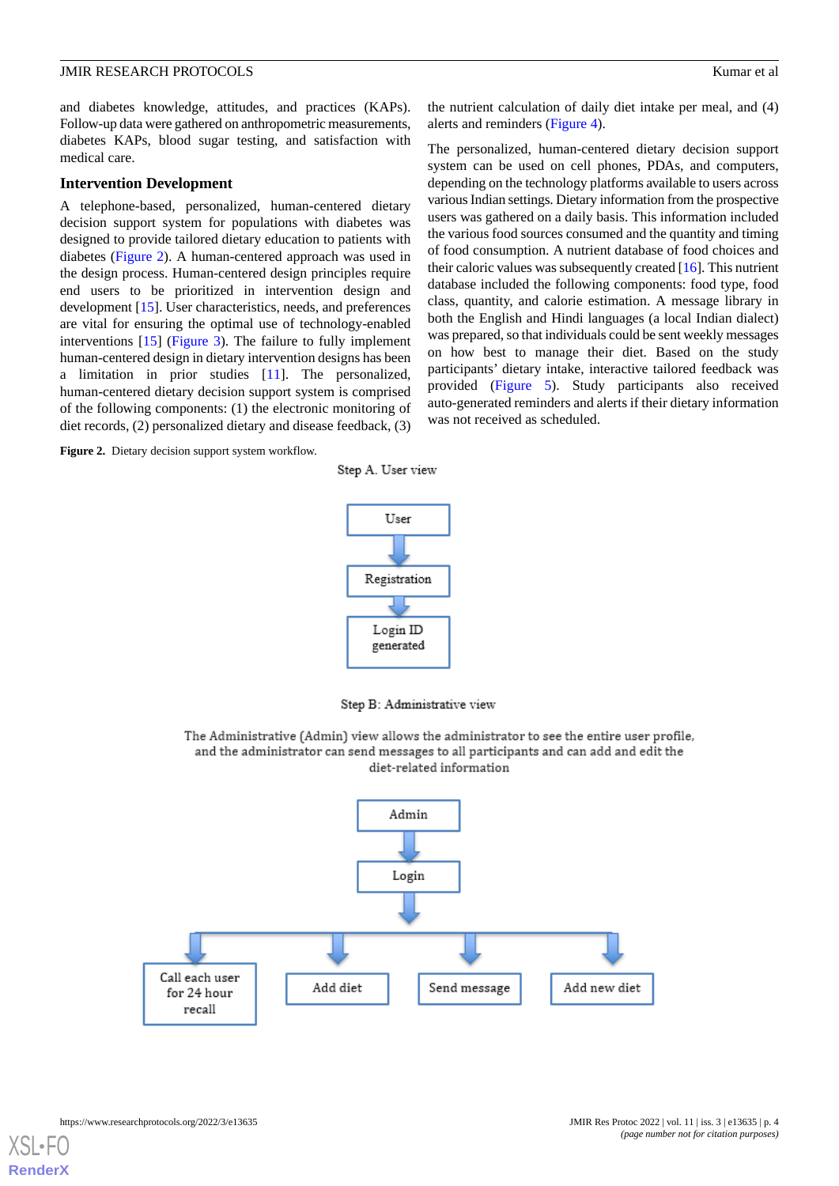and diabetes knowledge, attitudes, and practices (KAPs). Follow-up data were gathered on anthropometric measurements, diabetes KAPs, blood sugar testing, and satisfaction with medical care.

### Intervention Development

A telephone-based, personalized, human-centered dietary decision support system for populations with diabetes was designed to provide tailored dietary education to patients with diabetes (Figure 2). A human-centered approach was used in the design process. Human-centered design principles require end users to be prioritized in intervention design and development [15]. User characteristics, needs, and preferences are vital for ensuring the optimal use of technology-enabled interventions [15] (Figure 3). The failure to fully implement human-centered design in dietary intervention designs has been a limitation in prior studies [11]. The personalized, human-centered dietary decision support system is comprised of the following components: (1) the electronic monitoring of diet records, (2) personalized dietary and disease feedback, (3) the nutrient calculation of daily diet intake per meal, and (4) alerts and reminders (Figure 4).

The personalized, human-centered dietary decision support system can be used on cell phones, PDAs, and computers, depending on the technology platforms available to users across various Indian settings. Dietary information from the prospective users was gathered on a daily basis. This information included the various food sources consumed and the quantity and timing of food consumption. A nutrient database of food choices and their caloric values was subsequently created [16]. This nutrient database included the following components: food type, food class, quantity, and calorie estimation. A message library in both the English and Hindi languages (a local Indian dialect) was prepared, so that individuals could be sent weekly messages on how best to manage their diet. Based on the study participants' dietary intake, interactive tailored feedback was provided (Figure 5). Study participants also received auto-generated reminders and alerts if their dietary information was not received as scheduled.

**Figure 2.** Dietary decision support system workflow.

Step A. User view

User → Registration → Login ID generated

Step B: Administrative view

The Administrative (Admin) view allows the administrator to see the entire user profile, and the administrator can send messages to all participants and can add and edit the diet-related information

Admin → Login → Call each user for 24 hour recall; Add diet; Send message; Add new diet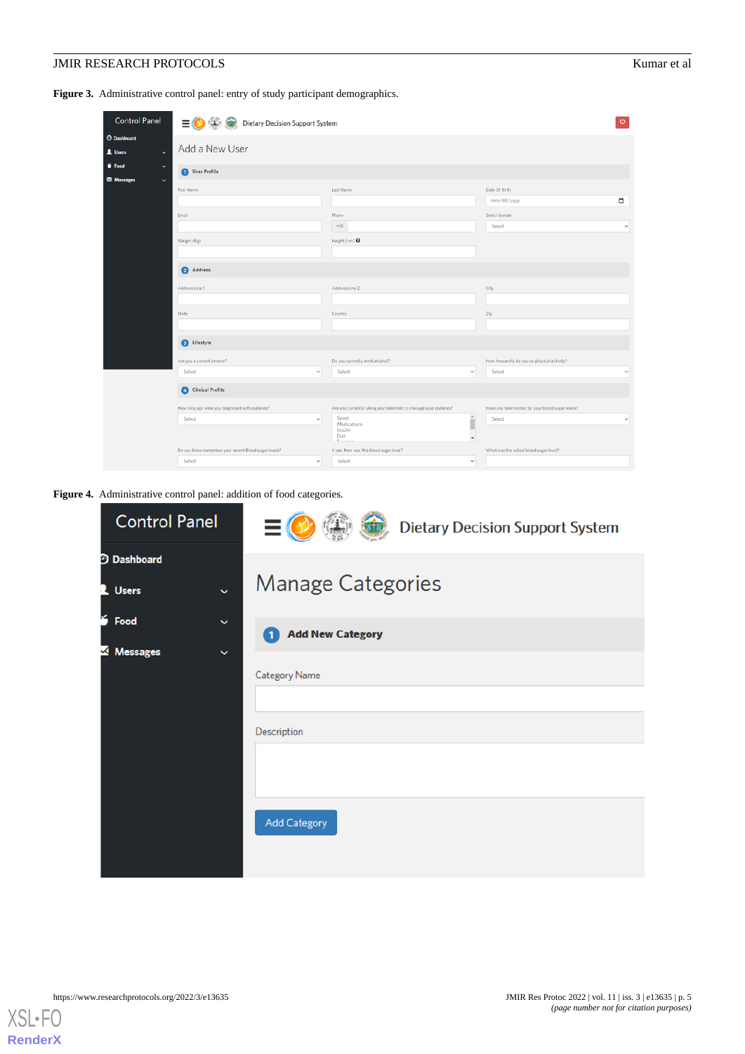**Figure 3.** Administrative control panel: entry of study participant demographics.

**Figure 4.** Administrative control panel: addition of food categories.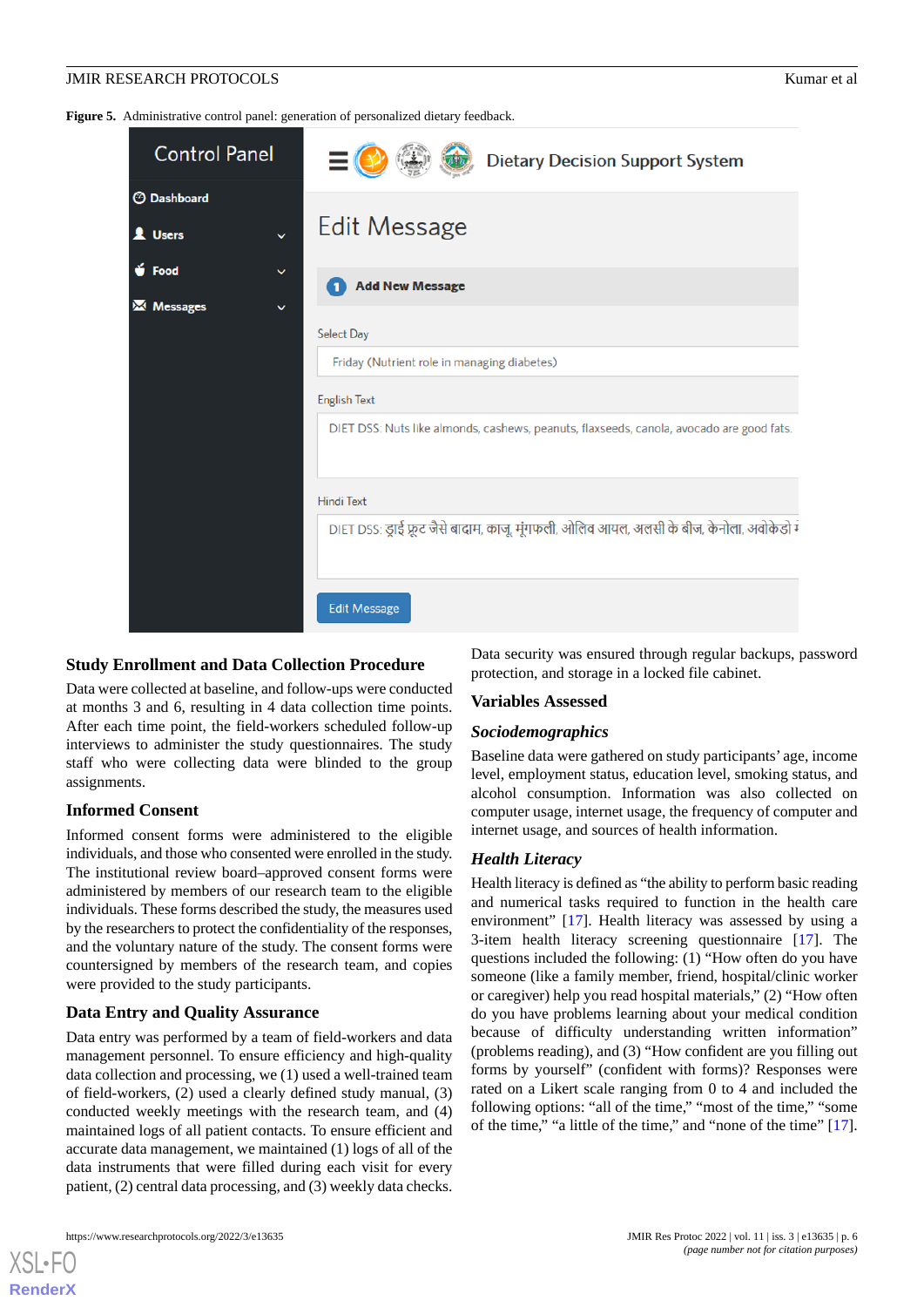**Figure 5.** Administrative control panel: generation of personalized dietary feedback.

### Study Enrollment and Data Collection Procedure

Data were collected at baseline, and follow-ups were conducted at months 3 and 6, resulting in 4 data collection time points. After each time point, the field-workers scheduled follow-up interviews to administer the study questionnaires. The study staff who were collecting data were blinded to the group assignments.

### Informed Consent

Informed consent forms were administered to the eligible individuals, and those who consented were enrolled in the study. The institutional review board–approved consent forms were administered by members of our research team to the eligible individuals. These forms described the study, the measures used by the researchers to protect the confidentiality of the responses, and the voluntary nature of the study. The consent forms were countersigned by members of the research team, and copies were provided to the study participants.

### Data Entry and Quality Assurance

Data entry was performed by a team of field-workers and data management personnel. To ensure efficiency and high-quality data collection and processing, we (1) used a well-trained team of field-workers, (2) used a clearly defined study manual, (3) conducted weekly meetings with the research team, and (4) maintained logs of all patient contacts. To ensure efficient and accurate data management, we maintained (1) logs of all of the data instruments that were filled during each visit for every patient, (2) central data processing, and (3) weekly data checks. Data security was ensured through regular backups, password protection, and storage in a locked file cabinet.

### Variables Assessed

#### *Sociodemographics*

Baseline data were gathered on study participants' age, income level, employment status, education level, smoking status, and alcohol consumption. Information was also collected on computer usage, internet usage, the frequency of computer and internet usage, and sources of health information.

#### *Health Literacy*

Health literacy is defined as "the ability to perform basic reading and numerical tasks required to function in the health care environment" [17]. Health literacy was assessed by using a 3-item health literacy screening questionnaire [17]. The questions included the following: (1) "How often do you have someone (like a family member, friend, hospital/clinic worker or caregiver) help you read hospital materials," (2) "How often do you have problems learning about your medical condition because of difficulty understanding written information" (problems reading), and (3) "How confident are you filling out forms by yourself" (confident with forms)? Responses were rated on a Likert scale ranging from 0 to 4 and included the following options: "all of the time," "most of the time," "some of the time," "a little of the time," and "none of the time" [17].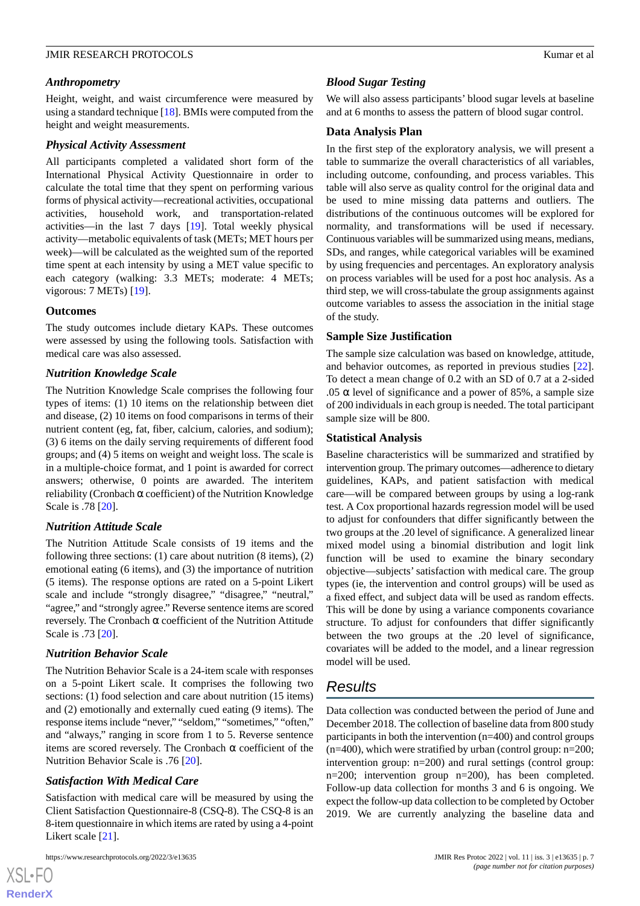### Anthropometry

Height, weight, and waist circumference were measured by using a standard technique [18]. BMIs were computed from the height and weight measurements.

### Physical Activity Assessment

All participants completed a validated short form of the International Physical Activity Questionnaire in order to calculate the total time that they spent on performing various forms of physical activity—recreational activities, occupational activities, household work, and transportation-related activities—in the last 7 days [19]. Total weekly physical activity—metabolic equivalents of task (METs; MET hours per week)—will be calculated as the weighted sum of the reported time spent at each intensity by using a MET value specific to each category (walking: 3.3 METs; moderate: 4 METs; vigorous: 7 METs) [19].

## Outcomes

The study outcomes include dietary KAPs. These outcomes were assessed by using the following tools. Satisfaction with medical care was also assessed.

### Nutrition Knowledge Scale

The Nutrition Knowledge Scale comprises the following four types of items: (1) 10 items on the relationship between diet and disease, (2) 10 items on food comparisons in terms of their nutrient content (eg, fat, fiber, calcium, calories, and sodium); (3) 6 items on the daily serving requirements of different food groups; and (4) 5 items on weight and weight loss. The scale is in a multiple-choice format, and 1 point is awarded for correct answers; otherwise, 0 points are awarded. The interitem reliability (Cronbach α coefficient) of the Nutrition Knowledge Scale is .78 [20].

### Nutrition Attitude Scale

The Nutrition Attitude Scale consists of 19 items and the following three sections: (1) care about nutrition (8 items), (2) emotional eating (6 items), and (3) the importance of nutrition (5 items). The response options are rated on a 5-point Likert scale and include "strongly disagree," "disagree," "neutral," "agree," and "strongly agree." Reverse sentence items are scored reversely. The Cronbach α coefficient of the Nutrition Attitude Scale is .73 [20].

### Nutrition Behavior Scale

The Nutrition Behavior Scale is a 24-item scale with responses on a 5-point Likert scale. It comprises the following two sections: (1) food selection and care about nutrition (15 items) and (2) emotionally and externally cued eating (9 items). The response items include "never," "seldom," "sometimes," "often," and "always," ranging in score from 1 to 5. Reverse sentence items are scored reversely. The Cronbach α coefficient of the Nutrition Behavior Scale is .76 [20].

### Satisfaction With Medical Care

Satisfaction with medical care will be measured by using the Client Satisfaction Questionnaire-8 (CSQ-8). The CSQ-8 is an 8-item questionnaire in which items are rated by using a 4-point Likert scale [21].

### Blood Sugar Testing

We will also assess participants' blood sugar levels at baseline and at 6 months to assess the pattern of blood sugar control.

## Data Analysis Plan

In the first step of the exploratory analysis, we will present a table to summarize the overall characteristics of all variables, including outcome, confounding, and process variables. This table will also serve as quality control for the original data and be used to mine missing data patterns and outliers. The distributions of the continuous outcomes will be explored for normality, and transformations will be used if necessary. Continuous variables will be summarized using means, medians, SDs, and ranges, while categorical variables will be examined by using frequencies and percentages. An exploratory analysis on process variables will be used for a post hoc analysis. As a third step, we will cross-tabulate the group assignments against outcome variables to assess the association in the initial stage of the study.

## Sample Size Justification

The sample size calculation was based on knowledge, attitude, and behavior outcomes, as reported in previous studies [22]. To detect a mean change of 0.2 with an SD of 0.7 at a 2-sided .05 α level of significance and a power of 85%, a sample size of 200 individuals in each group is needed. The total participant sample size will be 800.

## Statistical Analysis

Baseline characteristics will be summarized and stratified by intervention group. The primary outcomes—adherence to dietary guidelines, KAPs, and patient satisfaction with medical care—will be compared between groups by using a log-rank test. A Cox proportional hazards regression model will be used to adjust for confounders that differ significantly between the two groups at the .20 level of significance. A generalized linear mixed model using a binomial distribution and logit link function will be used to examine the binary secondary objective—subjects' satisfaction with medical care. The group types (ie, the intervention and control groups) will be used as a fixed effect, and subject data will be used as random effects. This will be done by using a variance components covariance structure. To adjust for confounders that differ significantly between the two groups at the .20 level of significance, covariates will be added to the model, and a linear regression model will be used.

# Results

Data collection was conducted between the period of June and December 2018. The collection of baseline data from 800 study participants in both the intervention (n=400) and control groups (n=400), which were stratified by urban (control group: n=200; intervention group: n=200) and rural settings (control group: n=200; intervention group n=200), has been completed. Follow-up data collection for months 3 and 6 is ongoing. We expect the follow-up data collection to be completed by October 2019. We are currently analyzing the baseline data and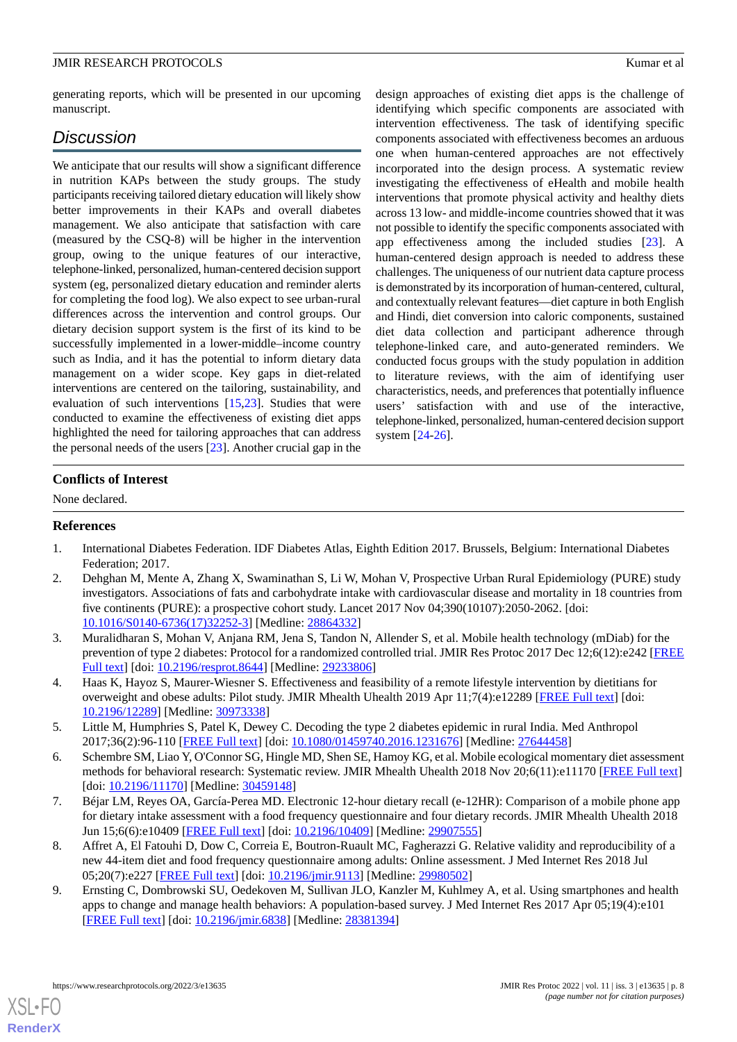generating reports, which will be presented in our upcoming manuscript.

## Discussion

We anticipate that our results will show a significant difference in nutrition KAPs between the study groups. The study participants receiving tailored dietary education will likely show better improvements in their KAPs and overall diabetes management. We also anticipate that satisfaction with care (measured by the CSQ-8) will be higher in the intervention group, owing to the unique features of our interactive, telephone-linked, personalized, human-centered decision support system (eg, personalized dietary education and reminder alerts for completing the food log). We also expect to see urban-rural differences across the intervention and control groups. Our dietary decision support system is the first of its kind to be successfully implemented in a lower-middle–income country such as India, and it has the potential to inform dietary data management on a wider scope. Key gaps in diet-related interventions are centered on the tailoring, sustainability, and evaluation of such interventions [15,23]. Studies that were conducted to examine the effectiveness of existing diet apps highlighted the need for tailoring approaches that can address the personal needs of the users [23]. Another crucial gap in the design approaches of existing diet apps is the challenge of identifying which specific components are associated with intervention effectiveness. The task of identifying specific components associated with effectiveness becomes an arduous one when human-centered approaches are not effectively incorporated into the design process. A systematic review investigating the effectiveness of eHealth and mobile health interventions that promote physical activity and healthy diets across 13 low- and middle-income countries showed that it was not possible to identify the specific components associated with app effectiveness among the included studies [23]. A human-centered design approach is needed to address these challenges. The uniqueness of our nutrient data capture process is demonstrated by its incorporation of human-centered, cultural, and contextually relevant features—diet capture in both English and Hindi, diet conversion into caloric components, sustained diet data collection and participant adherence through telephone-linked care, and auto-generated reminders. We conducted focus groups with the study population in addition to literature reviews, with the aim of identifying user characteristics, needs, and preferences that potentially influence users' satisfaction with and use of the interactive, telephone-linked, personalized, human-centered decision support system [24-26].

### Conflicts of Interest

None declared.

### References

1. International Diabetes Federation. IDF Diabetes Atlas, Eighth Edition 2017. Brussels, Belgium: International Diabetes Federation; 2017.
2. Dehghan M, Mente A, Zhang X, Swaminathan S, Li W, Mohan V, Prospective Urban Rural Epidemiology (PURE) study investigators. Associations of fats and carbohydrate intake with cardiovascular disease and mortality in 18 countries from five continents (PURE): a prospective cohort study. Lancet 2017 Nov 04;390(10107):2050-2062. [doi: 10.1016/S0140-6736(17)32252-3] [Medline: 28864332]
3. Muralidharan S, Mohan V, Anjana RM, Jena S, Tandon N, Allender S, et al. Mobile health technology (mDiab) for the prevention of type 2 diabetes: Protocol for a randomized controlled trial. JMIR Res Protoc 2017 Dec 12;6(12):e242 [FREE Full text] [doi: 10.2196/resprot.8644] [Medline: 29233806]
4. Haas K, Hayoz S, Maurer-Wiesner S. Effectiveness and feasibility of a remote lifestyle intervention by dietitians for overweight and obese adults: Pilot study. JMIR Mhealth Uhealth 2019 Apr 11;7(4):e12289 [FREE Full text] [doi: 10.2196/12289] [Medline: 30973338]
5. Little M, Humphries S, Patel K, Dewey C. Decoding the type 2 diabetes epidemic in rural India. Med Anthropol 2017;36(2):96-110 [FREE Full text] [doi: 10.1080/01459740.2016.1231676] [Medline: 27644458]
6. Schembre SM, Liao Y, O'Connor SG, Hingle MD, Shen SE, Hamoy KG, et al. Mobile ecological momentary diet assessment methods for behavioral research: Systematic review. JMIR Mhealth Uhealth 2018 Nov 20;6(11):e11170 [FREE Full text] [doi: 10.2196/11170] [Medline: 30459148]
7. Béjar LM, Reyes OA, García-Perea MD. Electronic 12-hour dietary recall (e-12HR): Comparison of a mobile phone app for dietary intake assessment with a food frequency questionnaire and four dietary records. JMIR Mhealth Uhealth 2018 Jun 15;6(6):e10409 [FREE Full text] [doi: 10.2196/10409] [Medline: 29907555]
8. Affret A, El Fatouhi D, Dow C, Correia E, Boutron-Ruault MC, Fagherazzi G. Relative validity and reproducibility of a new 44-item diet and food frequency questionnaire among adults: Online assessment. J Med Internet Res 2018 Jul 05;20(7):e227 [FREE Full text] [doi: 10.2196/jmir.9113] [Medline: 29980502]
9. Ernsting C, Dombrowski SU, Oedekoven M, Sullivan JLO, Kanzler M, Kuhlmey A, et al. Using smartphones and health apps to change and manage health behaviors: A population-based survey. J Med Internet Res 2017 Apr 05;19(4):e101 [FREE Full text] [doi: 10.2196/jmir.6838] [Medline: 28381394]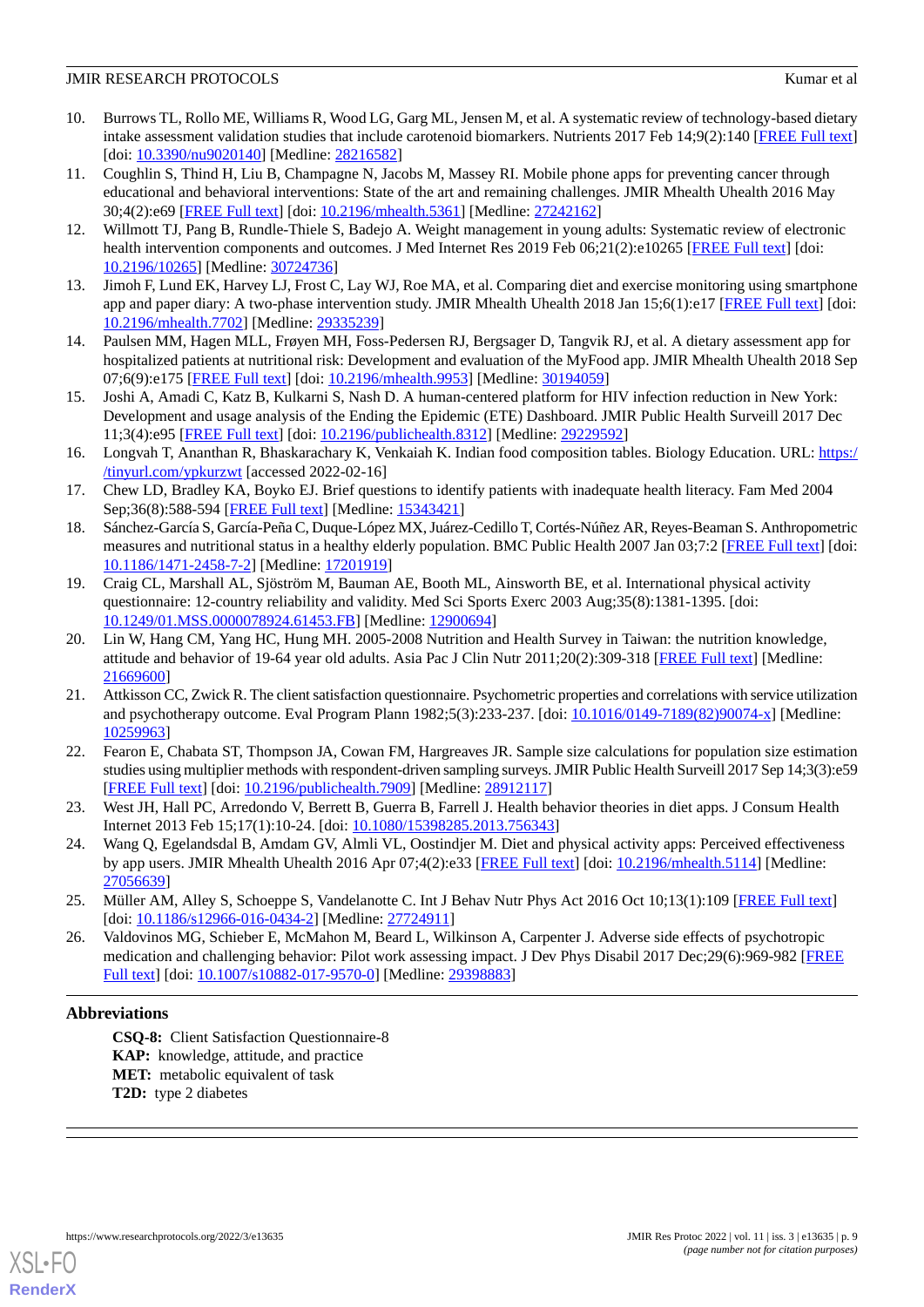10. Burrows TL, Rollo ME, Williams R, Wood LG, Garg ML, Jensen M, et al. A systematic review of technology-based dietary intake assessment validation studies that include carotenoid biomarkers. Nutrients 2017 Feb 14;9(2):140 [FREE Full text] [doi: 10.3390/nu9020140] [Medline: 28216582]
11. Coughlin S, Thind H, Liu B, Champagne N, Jacobs M, Massey RI. Mobile phone apps for preventing cancer through educational and behavioral interventions: State of the art and remaining challenges. JMIR Mhealth Uhealth 2016 May 30;4(2):e69 [FREE Full text] [doi: 10.2196/mhealth.5361] [Medline: 27242162]
12. Willmott TJ, Pang B, Rundle-Thiele S, Badejo A. Weight management in young adults: Systematic review of electronic health intervention components and outcomes. J Med Internet Res 2019 Feb 06;21(2):e10265 [FREE Full text] [doi: 10.2196/10265] [Medline: 30724736]
13. Jimoh F, Lund EK, Harvey LJ, Frost C, Lay WJ, Roe MA, et al. Comparing diet and exercise monitoring using smartphone app and paper diary: A two-phase intervention study. JMIR Mhealth Uhealth 2018 Jan 15;6(1):e17 [FREE Full text] [doi: 10.2196/mhealth.7702] [Medline: 29335239]
14. Paulsen MM, Hagen MLL, Frøyen MH, Foss-Pedersen RJ, Bergsager D, Tangvik RJ, et al. A dietary assessment app for hospitalized patients at nutritional risk: Development and evaluation of the MyFood app. JMIR Mhealth Uhealth 2018 Sep 07;6(9):e175 [FREE Full text] [doi: 10.2196/mhealth.9953] [Medline: 30194059]
15. Joshi A, Amadi C, Katz B, Kulkarni S, Nash D. A human-centered platform for HIV infection reduction in New York: Development and usage analysis of the Ending the Epidemic (ETE) Dashboard. JMIR Public Health Surveill 2017 Dec 11;3(4):e95 [FREE Full text] [doi: 10.2196/publichealth.8312] [Medline: 29229592]
16. Longvah T, Ananthan R, Bhaskarachary K, Venkaiah K. Indian food composition tables. Biology Education. URL: https://tinyurl.com/ypkurzwt [accessed 2022-02-16]
17. Chew LD, Bradley KA, Boyko EJ. Brief questions to identify patients with inadequate health literacy. Fam Med 2004 Sep;36(8):588-594 [FREE Full text] [Medline: 15343421]
18. Sánchez-García S, García-Peña C, Duque-López MX, Juárez-Cedillo T, Cortés-Núñez AR, Reyes-Beaman S. Anthropometric measures and nutritional status in a healthy elderly population. BMC Public Health 2007 Jan 03;7:2 [FREE Full text] [doi: 10.1186/1471-2458-7-2] [Medline: 17201919]
19. Craig CL, Marshall AL, Sjöström M, Bauman AE, Booth ML, Ainsworth BE, et al. International physical activity questionnaire: 12-country reliability and validity. Med Sci Sports Exerc 2003 Aug;35(8):1381-1395. [doi: 10.1249/01.MSS.0000078924.61453.FB] [Medline: 12900694]
20. Lin W, Hang CM, Yang HC, Hung MH. 2005-2008 Nutrition and Health Survey in Taiwan: the nutrition knowledge, attitude and behavior of 19-64 year old adults. Asia Pac J Clin Nutr 2011;20(2):309-318 [FREE Full text] [Medline: 21669600]
21. Attkisson CC, Zwick R. The client satisfaction questionnaire. Psychometric properties and correlations with service utilization and psychotherapy outcome. Eval Program Plann 1982;5(3):233-237. [doi: 10.1016/0149-7189(82)90074-x] [Medline: 10259963]
22. Fearon E, Chabata ST, Thompson JA, Cowan FM, Hargreaves JR. Sample size calculations for population size estimation studies using multiplier methods with respondent-driven sampling surveys. JMIR Public Health Surveill 2017 Sep 14;3(3):e59 [FREE Full text] [doi: 10.2196/publichealth.7909] [Medline: 28912117]
23. West JH, Hall PC, Arredondo V, Berrett B, Guerra B, Farrell J. Health behavior theories in diet apps. J Consum Health Internet 2013 Feb 15;17(1):10-24. [doi: 10.1080/15398285.2013.756343]
24. Wang Q, Egelandsdal B, Amdam GV, Almli VL, Oostindjer M. Diet and physical activity apps: Perceived effectiveness by app users. JMIR Mhealth Uhealth 2016 Apr 07;4(2):e33 [FREE Full text] [doi: 10.2196/mhealth.5114] [Medline: 27056639]
25. Müller AM, Alley S, Schoeppe S, Vandelanotte C. Int J Behav Nutr Phys Act 2016 Oct 10;13(1):109 [FREE Full text] [doi: 10.1186/s12966-016-0434-2] [Medline: 27724911]
26. Valdovinos MG, Schieber E, McMahon M, Beard L, Wilkinson A, Carpenter J. Adverse side effects of psychotropic medication and challenging behavior: Pilot work assessing impact. J Dev Phys Disabil 2017 Dec;29(6):969-982 [FREE Full text] [doi: 10.1007/s10882-017-9570-0] [Medline: 29398883]

## Abbreviations

**CSQ-8:** Client Satisfaction Questionnaire-8
**KAP:** knowledge, attitude, and practice
**MET:** metabolic equivalent of task
**T2D:** type 2 diabetes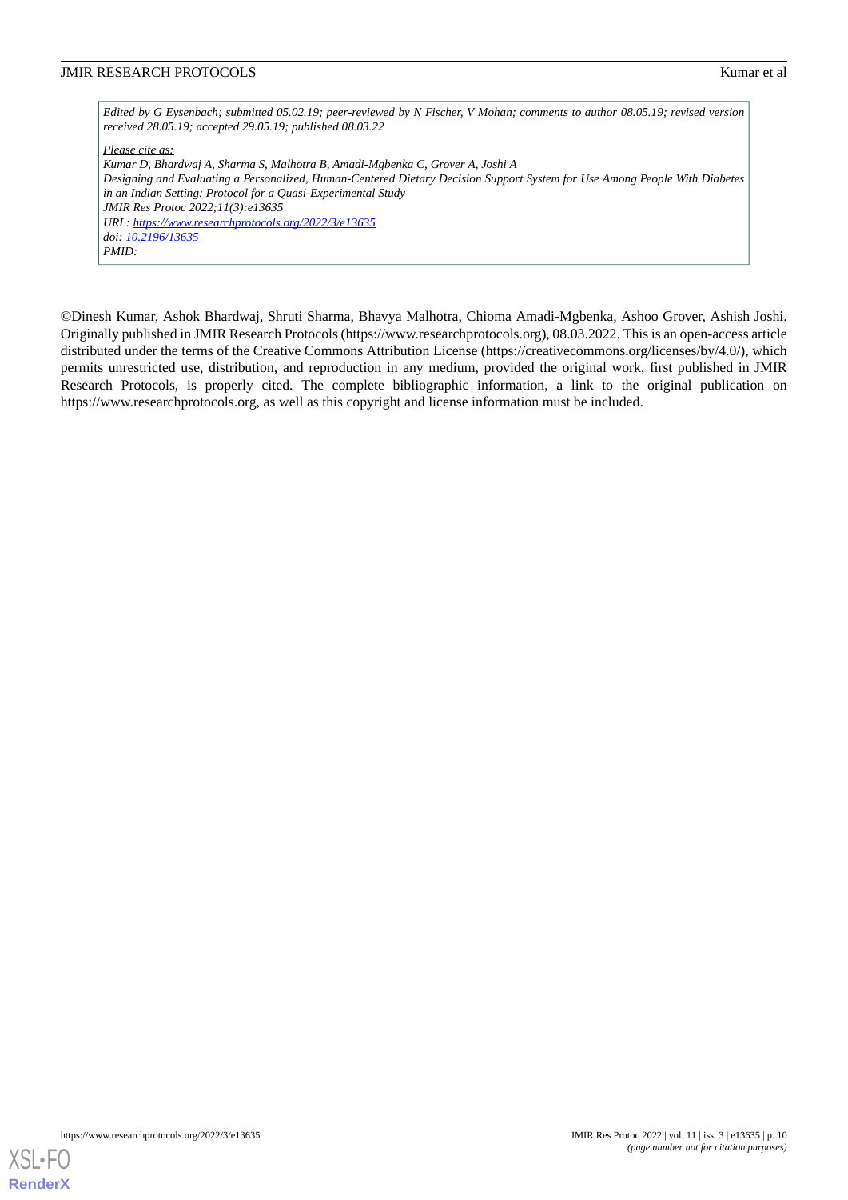*Edited by G Eysenbach; submitted 05.02.19; peer-reviewed by N Fischer, V Mohan; comments to author 08.05.19; revised version received 28.05.19; accepted 29.05.19; published 08.03.22*

*Please cite as:*
*Kumar D, Bhardwaj A, Sharma S, Malhotra B, Amadi-Mgbenka C, Grover A, Joshi A*
*Designing and Evaluating a Personalized, Human-Centered Dietary Decision Support System for Use Among People With Diabetes in an Indian Setting: Protocol for a Quasi-Experimental Study*
*JMIR Res Protoc 2022;11(3):e13635*
*URL: https://www.researchprotocols.org/2022/3/e13635*
*doi: 10.2196/13635*
*PMID:*

©Dinesh Kumar, Ashok Bhardwaj, Shruti Sharma, Bhavya Malhotra, Chioma Amadi-Mgbenka, Ashoo Grover, Ashish Joshi. Originally published in JMIR Research Protocols (https://www.researchprotocols.org), 08.03.2022. This is an open-access article distributed under the terms of the Creative Commons Attribution License (https://creativecommons.org/licenses/by/4.0/), which permits unrestricted use, distribution, and reproduction in any medium, provided the original work, first published in JMIR Research Protocols, is properly cited. The complete bibliographic information, a link to the original publication on https://www.researchprotocols.org, as well as this copyright and license information must be included.